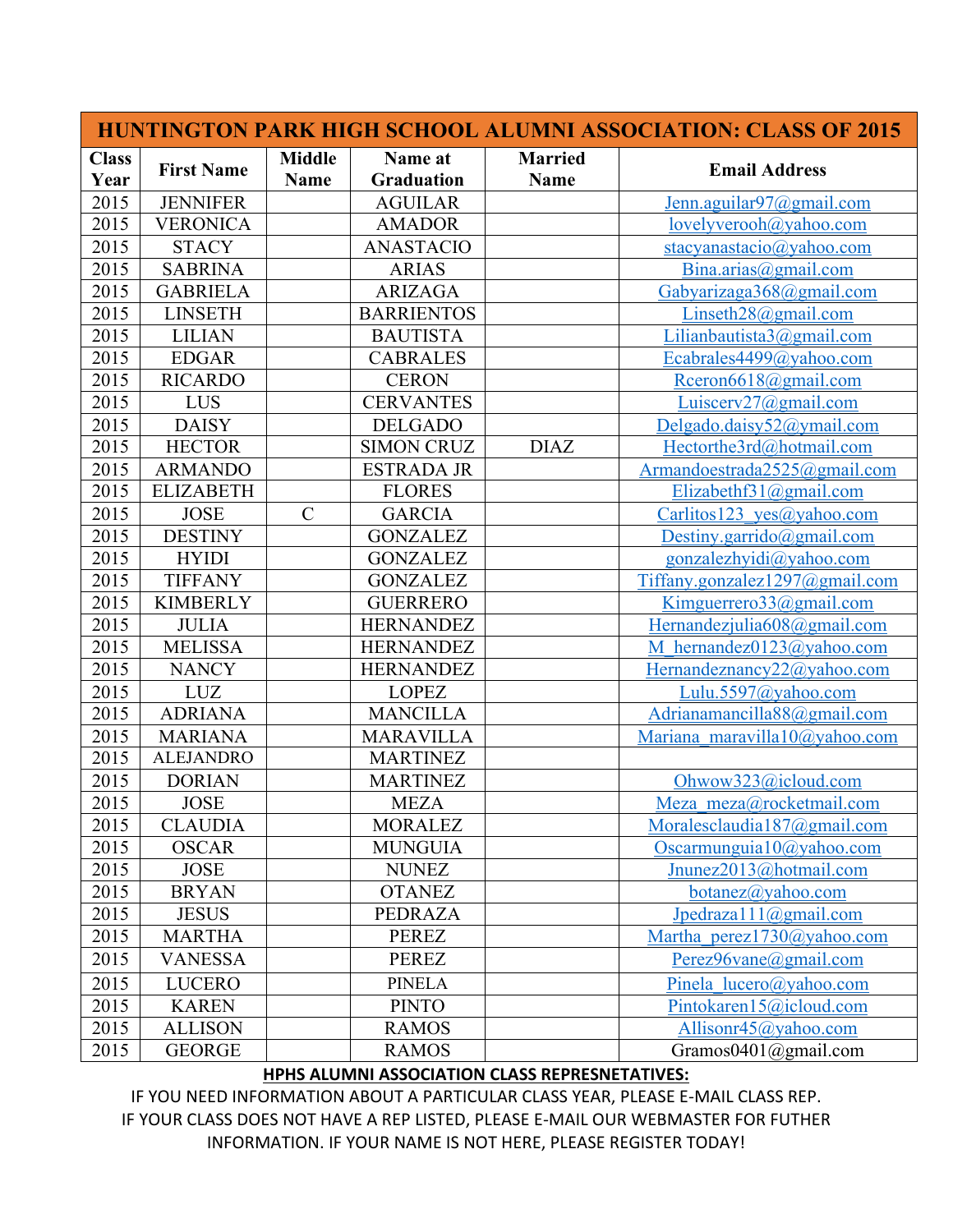| HUNTINGTON PARK HIGH SCHOOL ALUMNI ASSOCIATION: CLASS OF 2015 | | | | | |
|---|---|---|---|---|---|
| **Class Year** | **First Name** | **Middle Name** | **Name at Graduation** | **Married Name** | **Email Address** |
| 2015 | JENNIFER | | AGUILAR | | Jenn.aguilar97@gmail.com |
| 2015 | VERONICA | | AMADOR | | lovelyverooh@yahoo.com |
| 2015 | STACY | | ANASTACIO | | stacyanastacio@yahoo.com |
| 2015 | SABRINA | | ARIAS | | Bina.arias@gmail.com |
| 2015 | GABRIELA | | ARIZAGA | | Gabyarizaga368@gmail.com |
| 2015 | LINSETH | | BARRIENTOS | | Linseth28@gmail.com |
| 2015 | LILIAN | | BAUTISTA | | Lilianbautista3@gmail.com |
| 2015 | EDGAR | | CABRALES | | Ecabrales4499@yahoo.com |
| 2015 | RICARDO | | CERON | | Rceron6618@gmail.com |
| 2015 | LUS | | CERVANTES | | Luiscerv27@gmail.com |
| 2015 | DAISY | | DELGADO | | Delgado.daisy52@ymail.com |
| 2015 | HECTOR | | SIMON CRUZ | DIAZ | Hectorthe3rd@hotmail.com |
| 2015 | ARMANDO | | ESTRADA JR | | Armandoestrada2525@gmail.com |
| 2015 | ELIZABETH | | FLORES | | Elizabethf31@gmail.com |
| 2015 | JOSE | C | GARCIA | | Carlitos123_yes@yahoo.com |
| 2015 | DESTINY | | GONZALEZ | | Destiny.garrido@gmail.com |
| 2015 | HYIDI | | GONZALEZ | | gonzalezhyidi@yahoo.com |
| 2015 | TIFFANY | | GONZALEZ | | Tiffany.gonzalez1297@gmail.com |
| 2015 | KIMBERLY | | GUERRERO | | Kimguerrero33@gmail.com |
| 2015 | JULIA | | HERNANDEZ | | Hernandezjulia608@gmail.com |
| 2015 | MELISSA | | HERNANDEZ | | M_hernandez0123@yahoo.com |
| 2015 | NANCY | | HERNANDEZ | | Hernandeznancy22@yahoo.com |
| 2015 | LUZ | | LOPEZ | | Lulu.5597@yahoo.com |
| 2015 | ADRIANA | | MANCILLA | | Adrianamancilla88@gmail.com |
| 2015 | MARIANA | | MARAVILLA | | Mariana_maravilla10@yahoo.com |
| 2015 | ALEJANDRO | | MARTINEZ | | |
| 2015 | DORIAN | | MARTINEZ | | Ohwow323@icloud.com |
| 2015 | JOSE | | MEZA | | Meza_meza@rocketmail.com |
| 2015 | CLAUDIA | | MORALEZ | | Moralesclaudia187@gmail.com |
| 2015 | OSCAR | | MUNGUIA | | Oscarmunguia10@yahoo.com |
| 2015 | JOSE | | NUNEZ | | Jnunez2013@hotmail.com |
| 2015 | BRYAN | | OTANEZ | | botanez@yahoo.com |
| 2015 | JESUS | | PEDRAZA | | Jpedraza111@gmail.com |
| 2015 | MARTHA | | PEREZ | | Martha_perez1730@yahoo.com |
| 2015 | VANESSA | | PEREZ | | Perez96vane@gmail.com |
| 2015 | LUCERO | | PINELA | | Pinela_lucero@yahoo.com |
| 2015 | KAREN | | PINTO | | Pintokaren15@icloud.com |
| 2015 | ALLISON | | RAMOS | | Allisonr45@yahoo.com |
| 2015 | GEORGE | | RAMOS | | Gramos0401@gmail.com |

**HPHS ALUMNI ASSOCIATION CLASS REPRESNETATIVES:**

IF YOU NEED INFORMATION ABOUT A PARTICULAR CLASS YEAR, PLEASE E-MAIL CLASS REP. IF YOUR CLASS DOES NOT HAVE A REP LISTED, PLEASE E-MAIL OUR WEBMASTER FOR FUTHER INFORMATION. IF YOUR NAME IS NOT HERE, PLEASE REGISTER TODAY!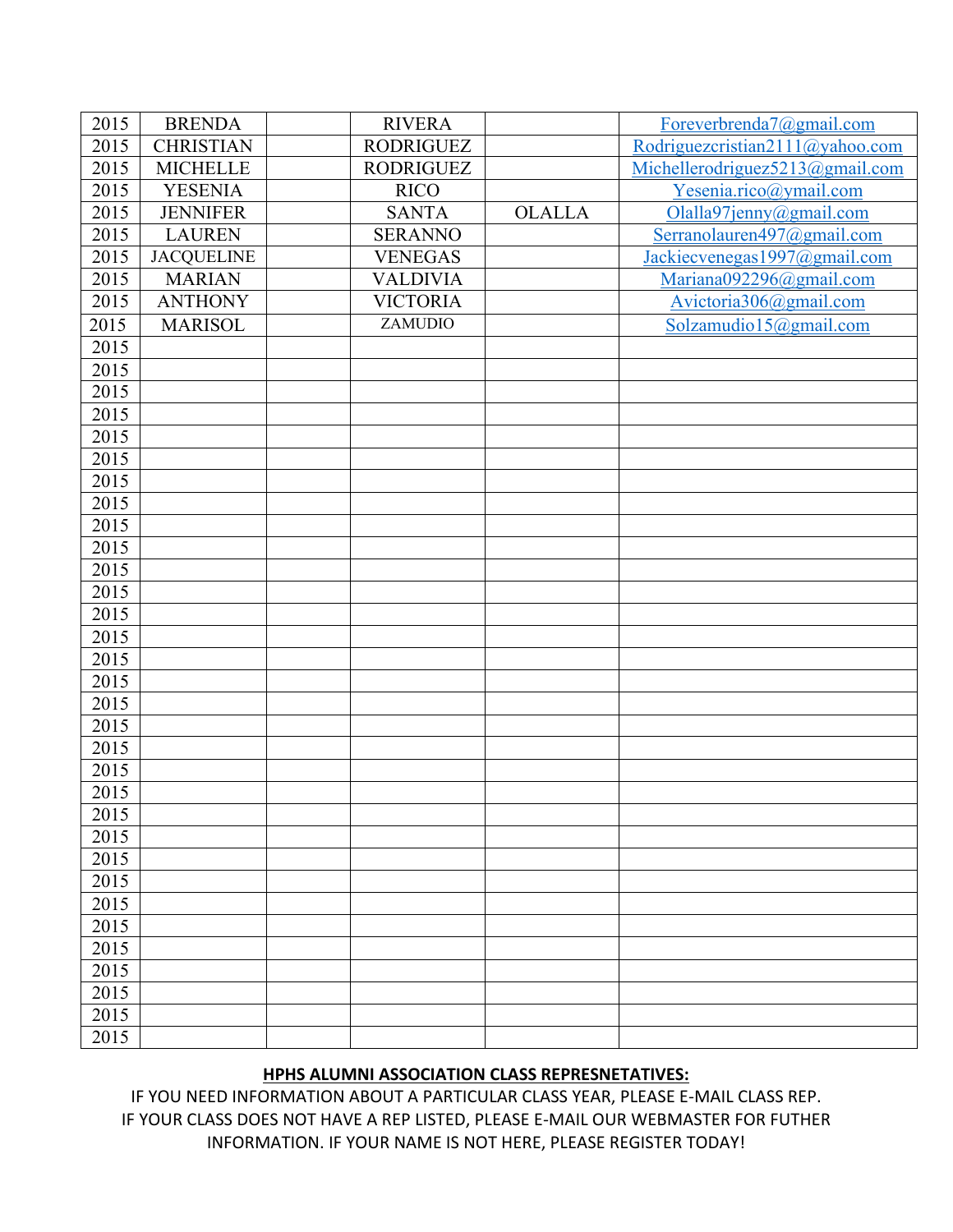| 2015 | BRENDA | | RIVERA | | Foreverbrenda7@gmail.com |
|---|---|---|---|---|---|
| 2015 | CHRISTIAN | | RODRIGUEZ | | Rodriguezcristian2111@yahoo.com |
| 2015 | MICHELLE | | RODRIGUEZ | | Michellerodriguez5213@gmail.com |
| 2015 | YESENIA | | RICO | | Yesenia.rico@ymail.com |
| 2015 | JENNIFER | | SANTA | OLALLA | Olalla97jenny@gmail.com |
| 2015 | LAUREN | | SERANNO | | Serranolauren497@gmail.com |
| 2015 | JACQUELINE | | VENEGAS | | Jackiecvenegas1997@gmail.com |
| 2015 | MARIAN | | VALDIVIA | | Mariana092296@gmail.com |
| 2015 | ANTHONY | | VICTORIA | | Avictoria306@gmail.com |
| 2015 | MARISOL | | ZAMUDIO | | Solzamudio15@gmail.com |
| 2015 | | | | | |
| 2015 | | | | | |
| 2015 | | | | | |
| 2015 | | | | | |
| 2015 | | | | | |
| 2015 | | | | | |
| 2015 | | | | | |
| 2015 | | | | | |
| 2015 | | | | | |
| 2015 | | | | | |
| 2015 | | | | | |
| 2015 | | | | | |
| 2015 | | | | | |
| 2015 | | | | | |
| 2015 | | | | | |
| 2015 | | | | | |
| 2015 | | | | | |
| 2015 | | | | | |
| 2015 | | | | | |
| 2015 | | | | | |
| 2015 | | | | | |
| 2015 | | | | | |
| 2015 | | | | | |
| 2015 | | | | | |
| 2015 | | | | | |
| 2015 | | | | | |
| 2015 | | | | | |
| 2015 | | | | | |
| 2015 | | | | | |
| 2015 | | | | | |
| 2015 | | | | | |
| 2015 | | | | | |

**HPHS ALUMNI ASSOCIATION CLASS REPRESNETATIVES:**

IF YOU NEED INFORMATION ABOUT A PARTICULAR CLASS YEAR, PLEASE E-MAIL CLASS REP.
IF YOUR CLASS DOES NOT HAVE A REP LISTED, PLEASE E-MAIL OUR WEBMASTER FOR FUTHER INFORMATION. IF YOUR NAME IS NOT HERE, PLEASE REGISTER TODAY!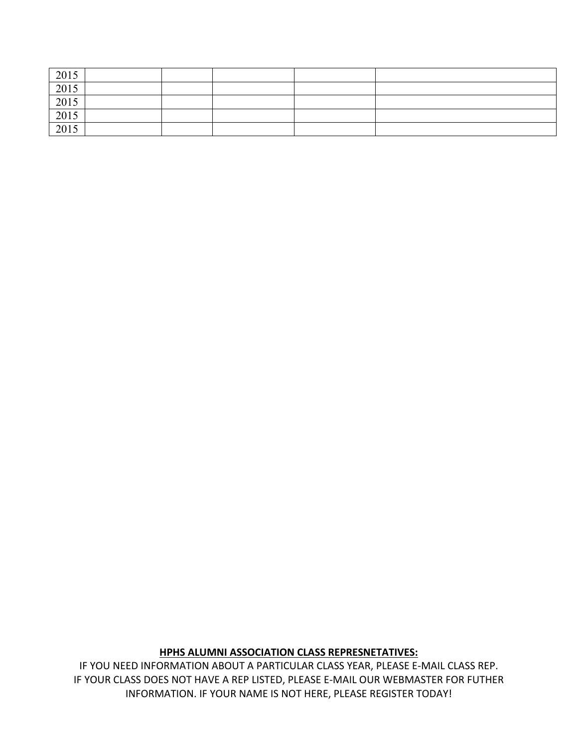| | | | | | |
|---|---|---|---|---|---|
| 2015 | | | | | |
| 2015 | | | | | |
| 2015 | | | | | |
| 2015 | | | | | |
| 2015 | | | | | |

**HPHS ALUMNI ASSOCIATION CLASS REPRESNETATIVES:**

IF YOU NEED INFORMATION ABOUT A PARTICULAR CLASS YEAR, PLEASE E-MAIL CLASS REP. IF YOUR CLASS DOES NOT HAVE A REP LISTED, PLEASE E-MAIL OUR WEBMASTER FOR FUTHER INFORMATION. IF YOUR NAME IS NOT HERE, PLEASE REGISTER TODAY!